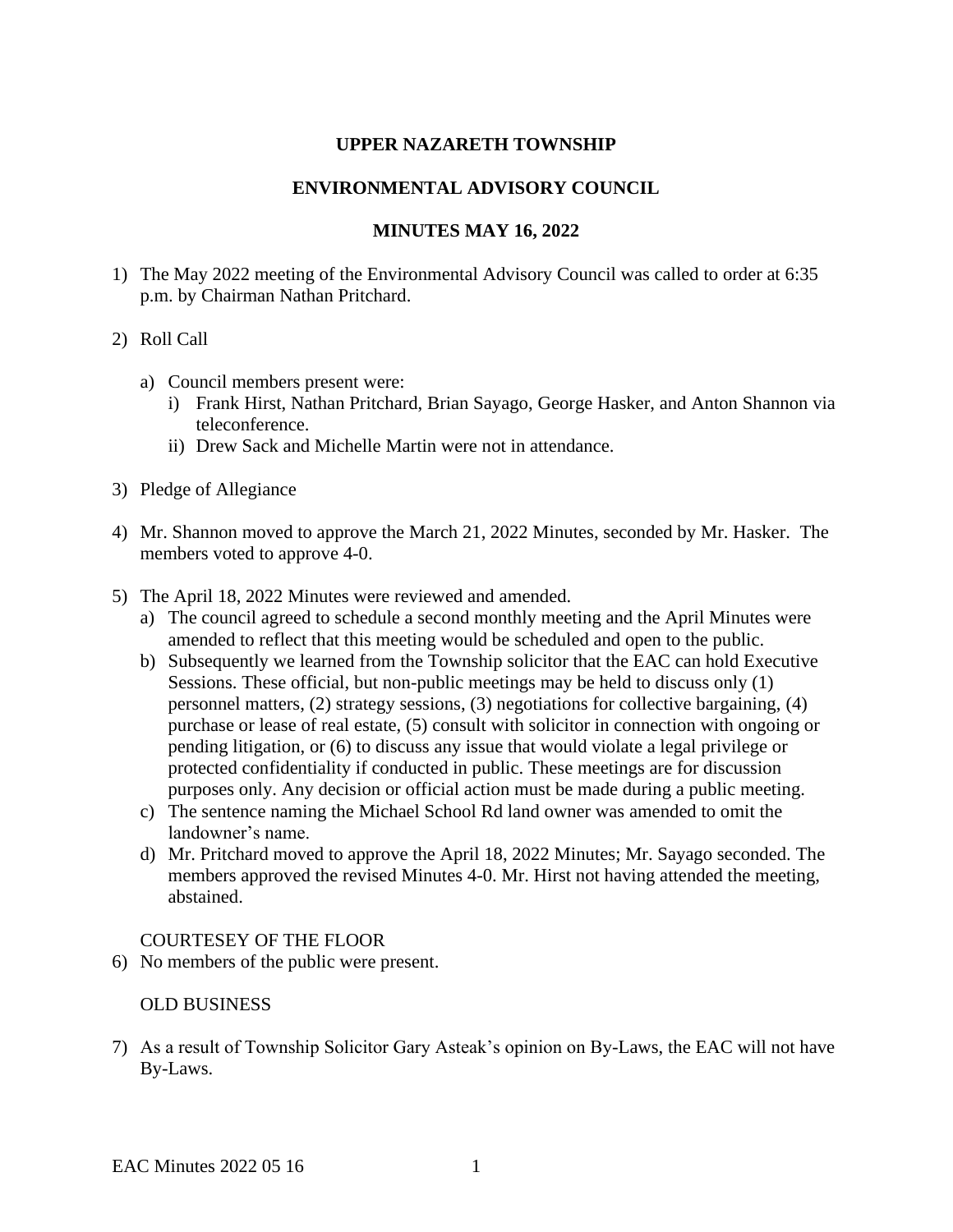# UPPER NAZARETH TOWNSHIP

## ENVIRONMENTAL ADVISORY COUNCIL

## MINUTES MAY 16, 2022

1) The May 2022 meeting of the Environmental Advisory Council was called to order at 6:35 p.m. by Chairman Nathan Pritchard.

2) Roll Call

   a) Council members present were:
      i) Frank Hirst, Nathan Pritchard, Brian Sayago, George Hasker, and Anton Shannon via teleconference.
      ii) Drew Sack and Michelle Martin were not in attendance.

3) Pledge of Allegiance

4) Mr. Shannon moved to approve the March 21, 2022 Minutes, seconded by Mr. Hasker. The members voted to approve 4-0.

5) The April 18, 2022 Minutes were reviewed and amended.
   a) The council agreed to schedule a second monthly meeting and the April Minutes were amended to reflect that this meeting would be scheduled and open to the public.
   b) Subsequently we learned from the Township solicitor that the EAC can hold Executive Sessions. These official, but non-public meetings may be held to discuss only (1) personnel matters, (2) strategy sessions, (3) negotiations for collective bargaining, (4) purchase or lease of real estate, (5) consult with solicitor in connection with ongoing or pending litigation, or (6) to discuss any issue that would violate a legal privilege or protected confidentiality if conducted in public. These meetings are for discussion purposes only. Any decision or official action must be made during a public meeting.
   c) The sentence naming the Michael School Rd land owner was amended to omit the landowner's name.
   d) Mr. Pritchard moved to approve the April 18, 2022 Minutes; Mr. Sayago seconded. The members approved the revised Minutes 4-0. Mr. Hirst not having attended the meeting, abstained.

COURTESEY OF THE FLOOR

6) No members of the public were present.

OLD BUSINESS

7) As a result of Township Solicitor Gary Asteak's opinion on By-Laws, the EAC will not have By-Laws.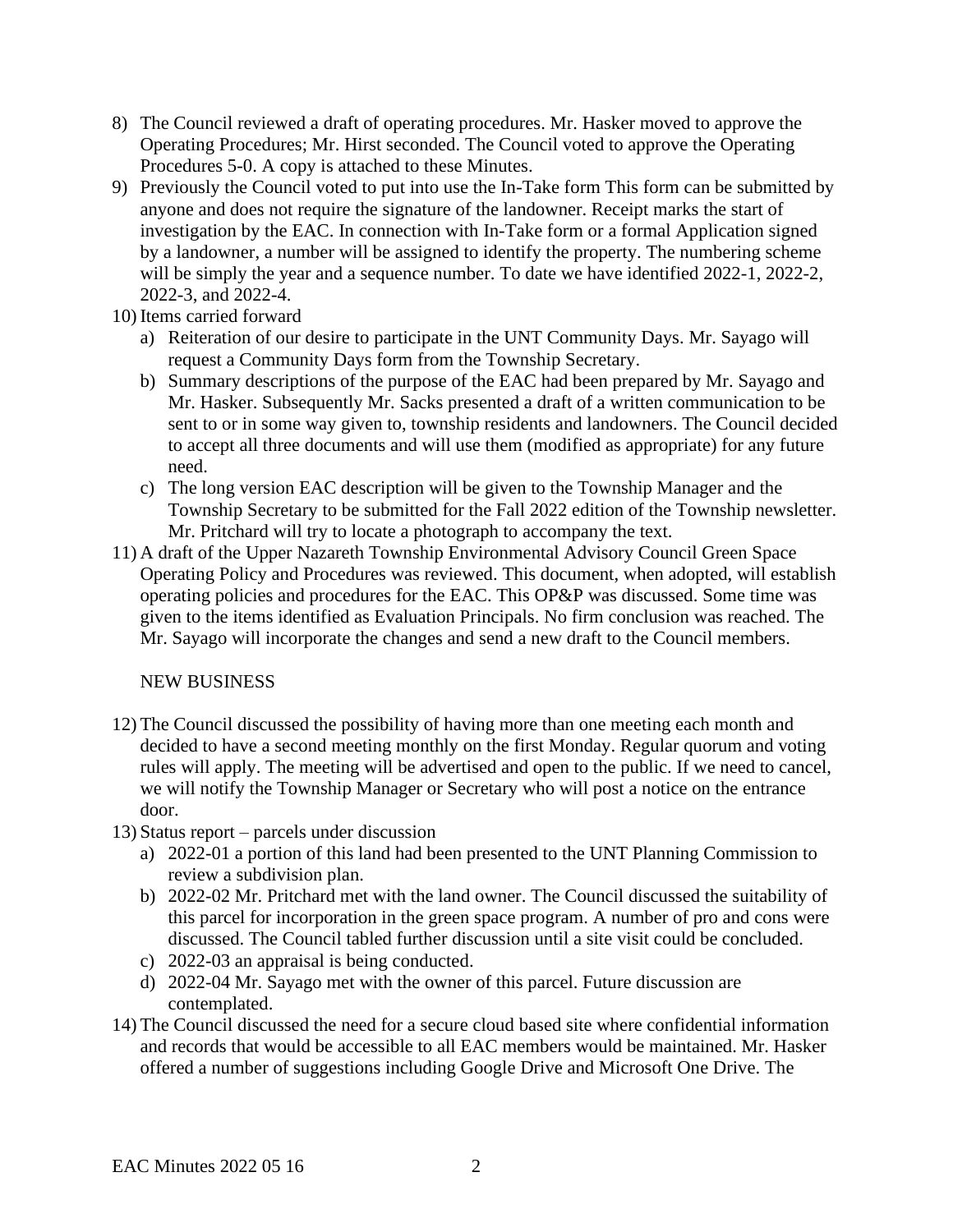8) The Council reviewed a draft of operating procedures. Mr. Hasker moved to approve the Operating Procedures; Mr. Hirst seconded. The Council voted to approve the Operating Procedures 5-0. A copy is attached to these Minutes.
9) Previously the Council voted to put into use the In-Take form This form can be submitted by anyone and does not require the signature of the landowner. Receipt marks the start of investigation by the EAC. In connection with In-Take form or a formal Application signed by a landowner, a number will be assigned to identify the property. The numbering scheme will be simply the year and a sequence number. To date we have identified 2022-1, 2022-2, 2022-3, and 2022-4.
10) Items carried forward
    a) Reiteration of our desire to participate in the UNT Community Days. Mr. Sayago will request a Community Days form from the Township Secretary.
    b) Summary descriptions of the purpose of the EAC had been prepared by Mr. Sayago and Mr. Hasker. Subsequently Mr. Sacks presented a draft of a written communication to be sent to or in some way given to, township residents and landowners. The Council decided to accept all three documents and will use them (modified as appropriate) for any future need.
    c) The long version EAC description will be given to the Township Manager and the Township Secretary to be submitted for the Fall 2022 edition of the Township newsletter. Mr. Pritchard will try to locate a photograph to accompany the text.
11) A draft of the Upper Nazareth Township Environmental Advisory Council Green Space Operating Policy and Procedures was reviewed. This document, when adopted, will establish operating policies and procedures for the EAC. This OP&P was discussed. Some time was given to the items identified as Evaluation Principals. No firm conclusion was reached. The Mr. Sayago will incorporate the changes and send a new draft to the Council members.

NEW BUSINESS

12) The Council discussed the possibility of having more than one meeting each month and decided to have a second meeting monthly on the first Monday. Regular quorum and voting rules will apply. The meeting will be advertised and open to the public. If we need to cancel, we will notify the Township Manager or Secretary who will post a notice on the entrance door.
13) Status report – parcels under discussion
    a) 2022-01 a portion of this land had been presented to the UNT Planning Commission to review a subdivision plan.
    b) 2022-02 Mr. Pritchard met with the land owner. The Council discussed the suitability of this parcel for incorporation in the green space program. A number of pro and cons were discussed. The Council tabled further discussion until a site visit could be concluded.
    c) 2022-03 an appraisal is being conducted.
    d) 2022-04 Mr. Sayago met with the owner of this parcel. Future discussion are contemplated.
14) The Council discussed the need for a secure cloud based site where confidential information and records that would be accessible to all EAC members would be maintained. Mr. Hasker offered a number of suggestions including Google Drive and Microsoft One Drive. The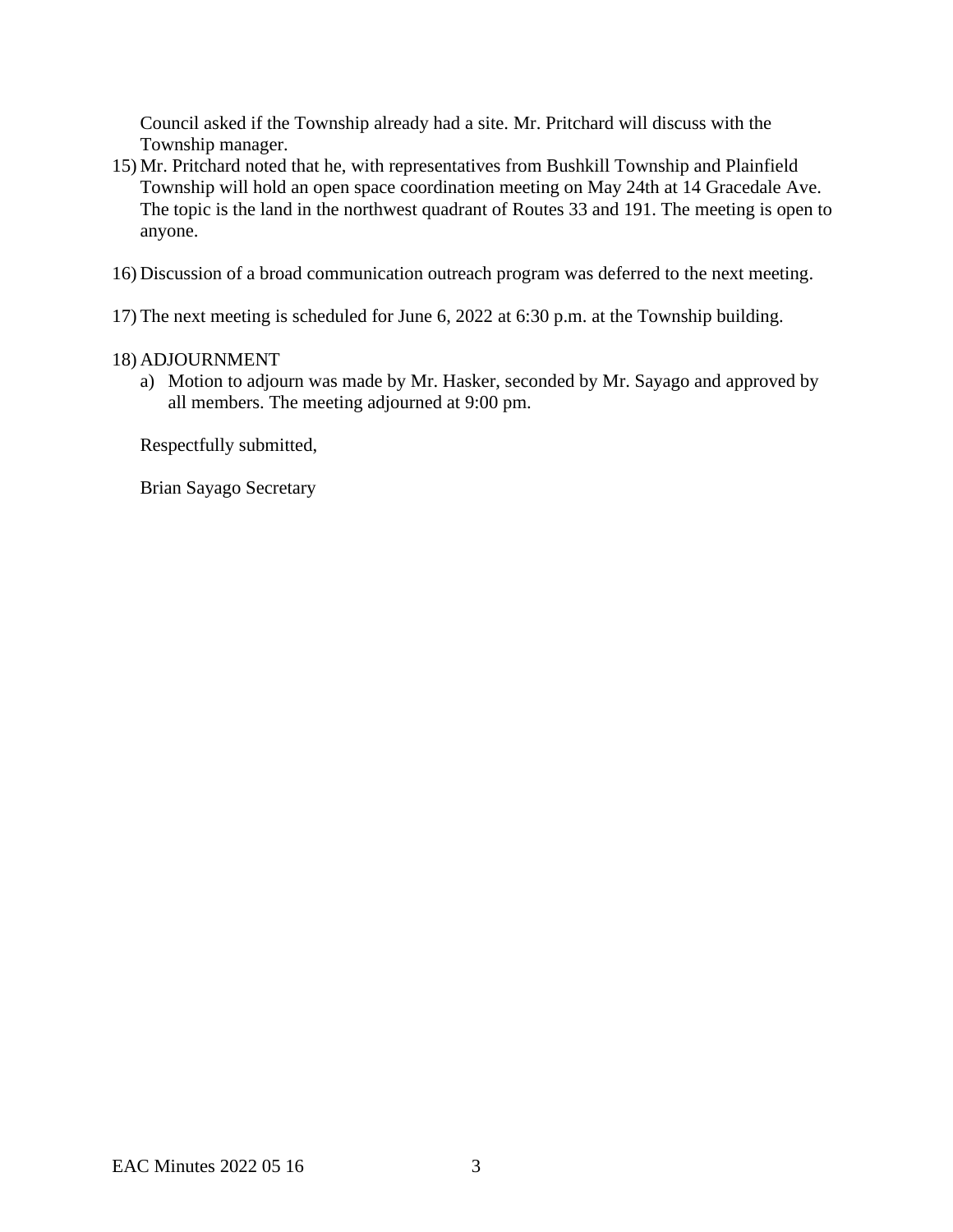Council asked if the Township already had a site. Mr. Pritchard will discuss with the Township manager.

15) Mr. Pritchard noted that he, with representatives from Bushkill Township and Plainfield Township will hold an open space coordination meeting on May 24th at 14 Gracedale Ave. The topic is the land in the northwest quadrant of Routes 33 and 191. The meeting is open to anyone.

16) Discussion of a broad communication outreach program was deferred to the next meeting.

17) The next meeting is scheduled for June 6, 2022 at 6:30 p.m. at the Township building.

18) ADJOURNMENT
    a) Motion to adjourn was made by Mr. Hasker, seconded by Mr. Sayago and approved by all members. The meeting adjourned at 9:00 pm.

Respectfully submitted,

Brian Sayago Secretary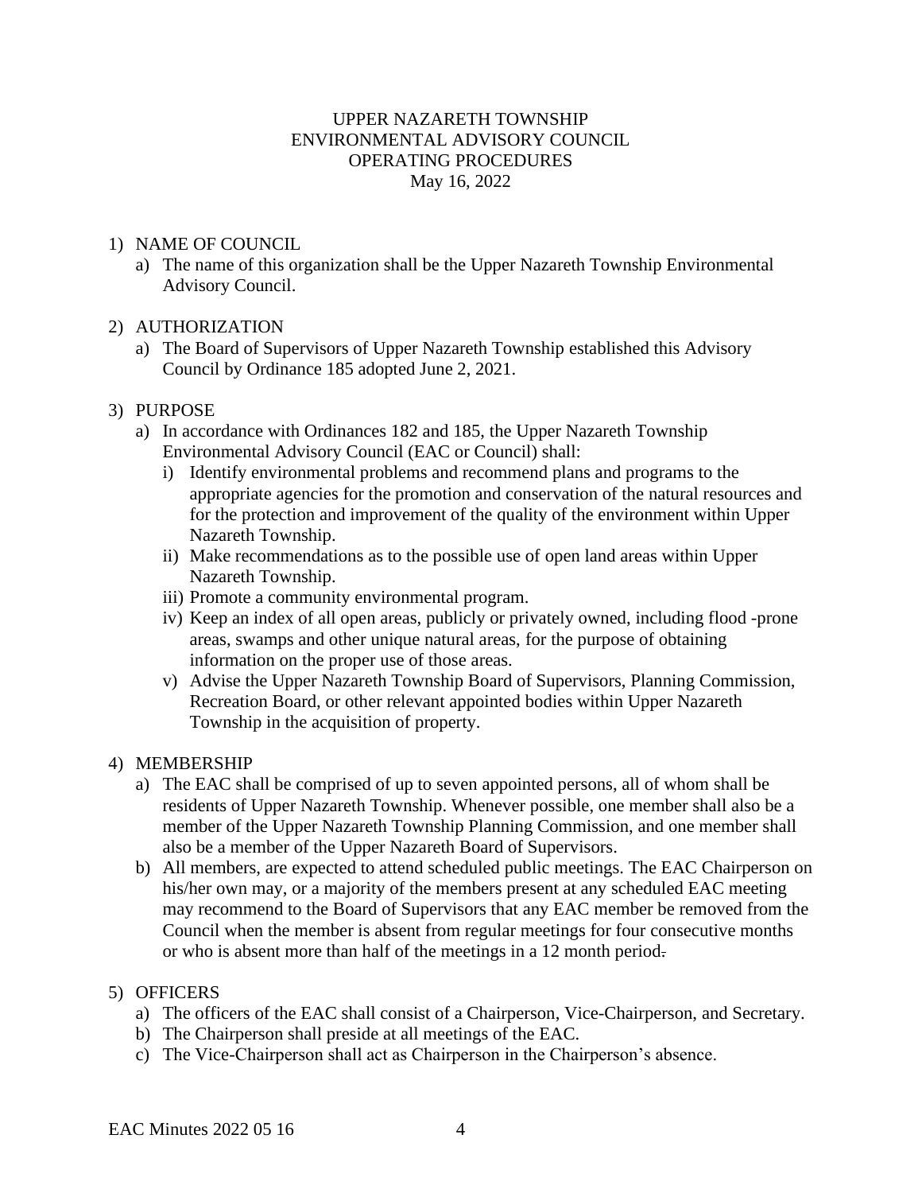# UPPER NAZARETH TOWNSHIP
# ENVIRONMENTAL ADVISORY COUNCIL
# OPERATING PROCEDURES
May 16, 2022

1) NAME OF COUNCIL
   a) The name of this organization shall be the Upper Nazareth Township Environmental Advisory Council.

2) AUTHORIZATION
   a) The Board of Supervisors of Upper Nazareth Township established this Advisory Council by Ordinance 185 adopted June 2, 2021.

3) PURPOSE
   a) In accordance with Ordinances 182 and 185, the Upper Nazareth Township Environmental Advisory Council (EAC or Council) shall:
      i) Identify environmental problems and recommend plans and programs to the appropriate agencies for the promotion and conservation of the natural resources and for the protection and improvement of the quality of the environment within Upper Nazareth Township.
      ii) Make recommendations as to the possible use of open land areas within Upper Nazareth Township.
      iii) Promote a community environmental program.
      iv) Keep an index of all open areas, publicly or privately owned, including flood -prone areas, swamps and other unique natural areas, for the purpose of obtaining information on the proper use of those areas.
      v) Advise the Upper Nazareth Township Board of Supervisors, Planning Commission, Recreation Board, or other relevant appointed bodies within Upper Nazareth Township in the acquisition of property.

4) MEMBERSHIP
   a) The EAC shall be comprised of up to seven appointed persons, all of whom shall be residents of Upper Nazareth Township. Whenever possible, one member shall also be a member of the Upper Nazareth Township Planning Commission, and one member shall also be a member of the Upper Nazareth Board of Supervisors.
   b) All members, are expected to attend scheduled public meetings. The EAC Chairperson on his/her own may, or a majority of the members present at any scheduled EAC meeting may recommend to the Board of Supervisors that any EAC member be removed from the Council when the member is absent from regular meetings for four consecutive months or who is absent more than half of the meetings in a 12 month period.

5) OFFICERS
   a) The officers of the EAC shall consist of a Chairperson, Vice-Chairperson, and Secretary.
   b) The Chairperson shall preside at all meetings of the EAC.
   c) The Vice-Chairperson shall act as Chairperson in the Chairperson's absence.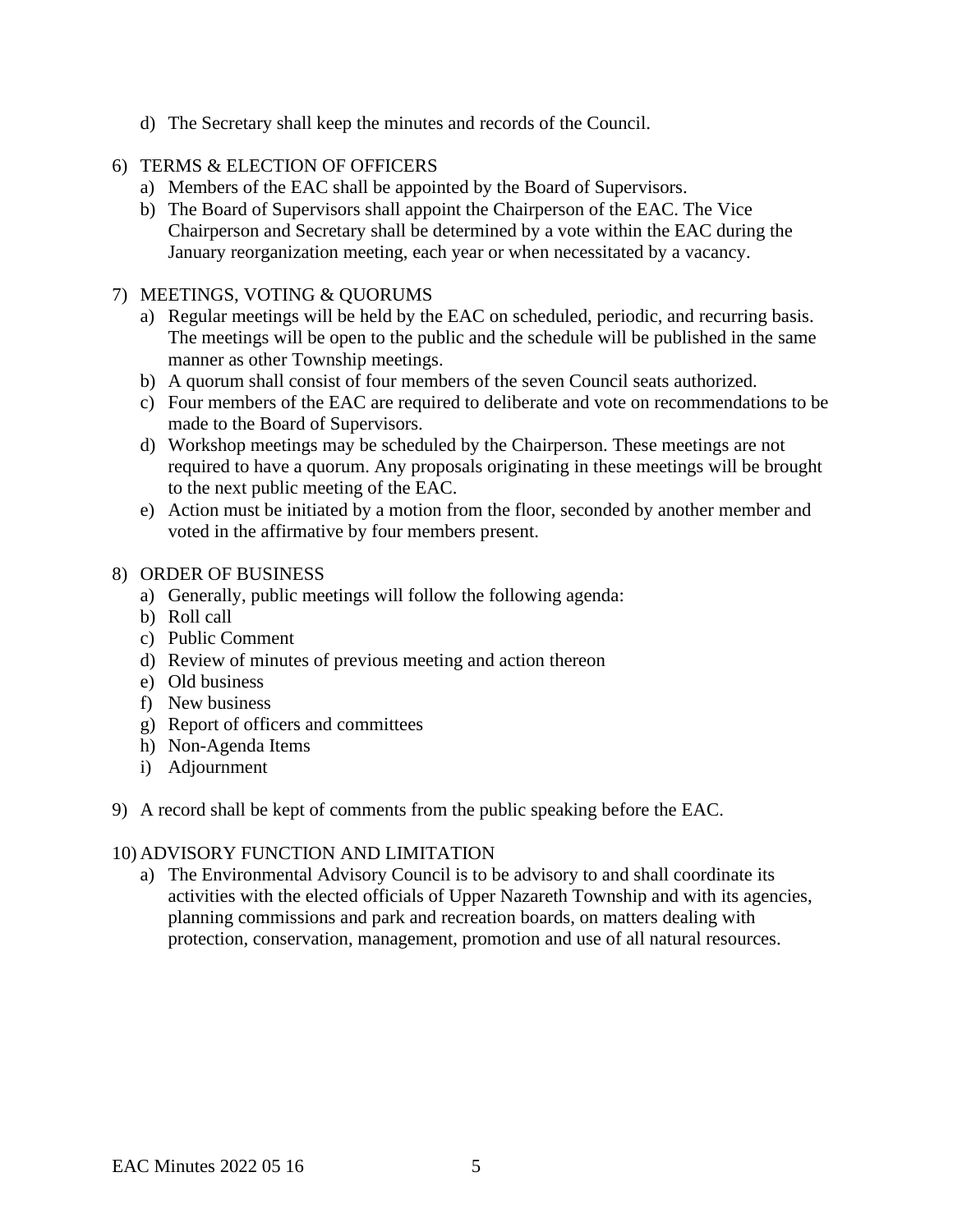d) The Secretary shall keep the minutes and records of the Council.

6) TERMS & ELECTION OF OFFICERS
   a) Members of the EAC shall be appointed by the Board of Supervisors.
   b) The Board of Supervisors shall appoint the Chairperson of the EAC. The Vice Chairperson and Secretary shall be determined by a vote within the EAC during the January reorganization meeting, each year or when necessitated by a vacancy.

7) MEETINGS, VOTING & QUORUMS
   a) Regular meetings will be held by the EAC on scheduled, periodic, and recurring basis. The meetings will be open to the public and the schedule will be published in the same manner as other Township meetings.
   b) A quorum shall consist of four members of the seven Council seats authorized.
   c) Four members of the EAC are required to deliberate and vote on recommendations to be made to the Board of Supervisors.
   d) Workshop meetings may be scheduled by the Chairperson. These meetings are not required to have a quorum. Any proposals originating in these meetings will be brought to the next public meeting of the EAC.
   e) Action must be initiated by a motion from the floor, seconded by another member and voted in the affirmative by four members present.

8) ORDER OF BUSINESS
   a) Generally, public meetings will follow the following agenda:
   b) Roll call
   c) Public Comment
   d) Review of minutes of previous meeting and action thereon
   e) Old business
   f) New business
   g) Report of officers and committees
   h) Non-Agenda Items
   i) Adjournment

9) A record shall be kept of comments from the public speaking before the EAC.

10) ADVISORY FUNCTION AND LIMITATION
   a) The Environmental Advisory Council is to be advisory to and shall coordinate its activities with the elected officials of Upper Nazareth Township and with its agencies, planning commissions and park and recreation boards, on matters dealing with protection, conservation, management, promotion and use of all natural resources.